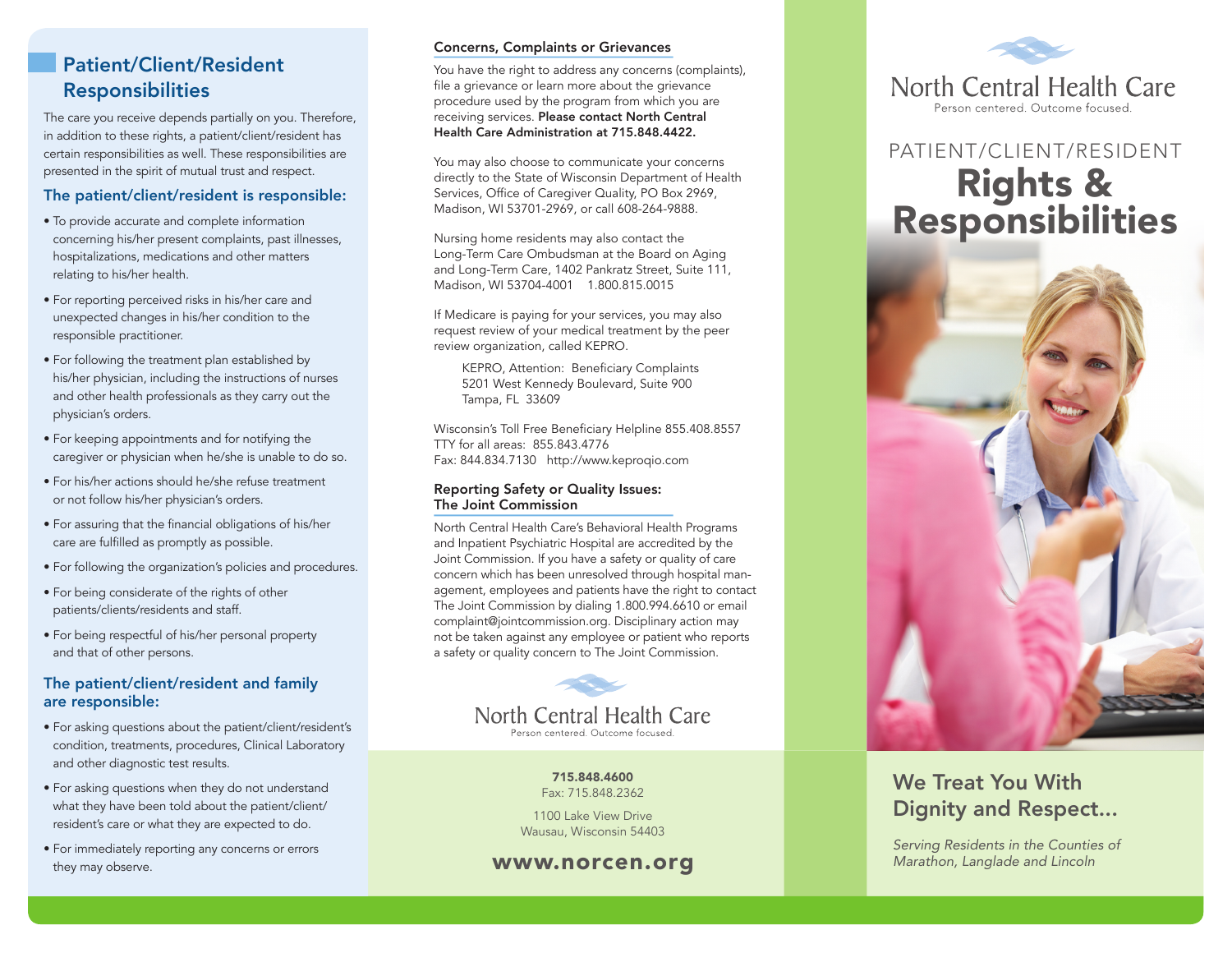## Patient/Client/Resident Responsibilities

The care you receive depends partially on you. Therefore, in addition to these rights, a patient/client/resident has certain responsibilities as well. These responsibilities are presented in the spirit of mutual trust and respect.

### The patient/client/resident is responsible:

- To provide accurate and complete information concerning his/her present complaints, past illnesses, hospitalizations, medications and other matters relating to his/her health.
- For reporting perceived risks in his/her care and unexpected changes in his/her condition to the responsible practitioner.
- For following the treatment plan established by his/her physician, including the instructions of nurses and other health professionals as they carry out the physician's orders.
- For keeping appointments and for notifying the caregiver or physician when he/she is unable to do so.
- For his/her actions should he/she refuse treatment or not follow his/her physician's orders.
- For assuring that the financial obligations of his/her care are fulfilled as promptly as possible.
- For following the organization's policies and procedures.
- For being considerate of the rights of other patients/clients/residents and staff.
- For being respectful of his/her personal property and that of other persons.

### The patient/client/resident and family are responsible:

- For asking questions about the patient/client/resident's condition, treatments, procedures, Clinical Laboratory and other diagnostic test results.
- For asking questions when they do not understand what they have been told about the patient/client/resident's care or what they are expected to do.
- For immediately reporting any concerns or errors they may observe.

### Concerns, Complaints or Grievances

You have the right to address any concerns (complaints), file a grievance or learn more about the grievance procedure used by the program from which you are receiving services. **Please contact North Central Health Care Administration at 715.848.4422.**

You may also choose to communicate your concerns directly to the State of Wisconsin Department of Health Services, Office of Caregiver Quality, PO Box 2969, Madison, WI 53701-2969, or call 608-264-9888.

Nursing home residents may also contact the Long-Term Care Ombudsman at the Board on Aging and Long-Term Care, 1402 Pankratz Street, Suite 111, Madison, WI 53704-4001 1.800.815.0015

If Medicare is paying for your services, you may also request review of your medical treatment by the peer review organization, called KEPRO.

KEPRO, Attention: Beneficiary Complaints
5201 West Kennedy Boulevard, Suite 900
Tampa, FL 33609

Wisconsin's Toll Free Beneficiary Helpline 855.408.8557
TTY for all areas: 855.843.4776
Fax: 844.834.7130 http://www.keproqio.com

### Reporting Safety or Quality Issues: The Joint Commission

North Central Health Care's Behavioral Health Programs and Inpatient Psychiatric Hospital are accredited by the Joint Commission. If you have a safety or quality of care concern which has been unresolved through hospital management, employees and patients have the right to contact The Joint Commission by dialing 1.800.994.6610 or email complaint@jointcommission.org. Disciplinary action may not be taken against any employee or patient who reports a safety or quality concern to The Joint Commission.

North Central Health Care
Person centered. Outcome focused.

**715.848.4600**
Fax: 715.848.2362

1100 Lake View Drive
Wausau, Wisconsin 54403

**www.norcen.org**

North Central Health Care
Person centered. Outcome focused.

# PATIENT/CLIENT/RESIDENT Rights & Responsibilities

## We Treat You With Dignity and Respect...

*Serving Residents in the Counties of Marathon, Langlade and Lincoln*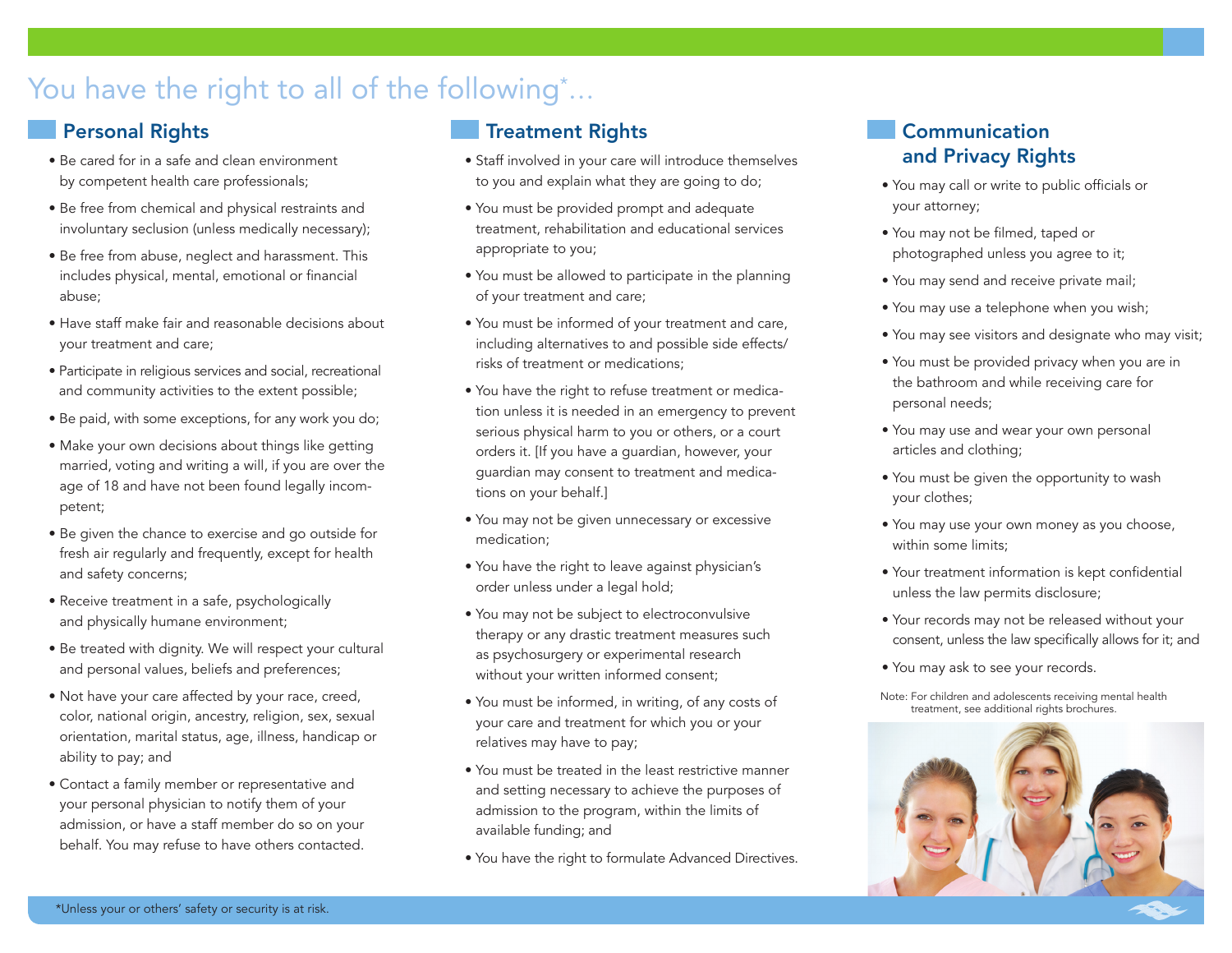# You have the right to all of the following*…

## Personal Rights

- Be cared for in a safe and clean environment by competent health care professionals;
- Be free from chemical and physical restraints and involuntary seclusion (unless medically necessary);
- Be free from abuse, neglect and harassment. This includes physical, mental, emotional or financial abuse;
- Have staff make fair and reasonable decisions about your treatment and care;
- Participate in religious services and social, recreational and community activities to the extent possible;
- Be paid, with some exceptions, for any work you do;
- Make your own decisions about things like getting married, voting and writing a will, if you are over the age of 18 and have not been found legally incompetent;
- Be given the chance to exercise and go outside for fresh air regularly and frequently, except for health and safety concerns;
- Receive treatment in a safe, psychologically and physically humane environment;
- Be treated with dignity. We will respect your cultural and personal values, beliefs and preferences;
- Not have your care affected by your race, creed, color, national origin, ancestry, religion, sex, sexual orientation, marital status, age, illness, handicap or ability to pay; and
- Contact a family member or representative and your personal physician to notify them of your admission, or have a staff member do so on your behalf. You may refuse to have others contacted.

## Treatment Rights

- Staff involved in your care will introduce themselves to you and explain what they are going to do;
- You must be provided prompt and adequate treatment, rehabilitation and educational services appropriate to you;
- You must be allowed to participate in the planning of your treatment and care;
- You must be informed of your treatment and care, including alternatives to and possible side effects/risks of treatment or medications;
- You have the right to refuse treatment or medication unless it is needed in an emergency to prevent serious physical harm to you or others, or a court orders it. [If you have a guardian, however, your guardian may consent to treatment and medications on your behalf.]
- You may not be given unnecessary or excessive medication;
- You have the right to leave against physician's order unless under a legal hold;
- You may not be subject to electroconvulsive therapy or any drastic treatment measures such as psychosurgery or experimental research without your written informed consent;
- You must be informed, in writing, of any costs of your care and treatment for which you or your relatives may have to pay;
- You must be treated in the least restrictive manner and setting necessary to achieve the purposes of admission to the program, within the limits of available funding; and
- You have the right to formulate Advanced Directives.

## Communication and Privacy Rights

- You may call or write to public officials or your attorney;
- You may not be filmed, taped or photographed unless you agree to it;
- You may send and receive private mail;
- You may use a telephone when you wish;
- You may see visitors and designate who may visit;
- You must be provided privacy when you are in the bathroom and while receiving care for personal needs;
- You may use and wear your own personal articles and clothing;
- You must be given the opportunity to wash your clothes;
- You may use your own money as you choose, within some limits;
- Your treatment information is kept confidential unless the law permits disclosure;
- Your records may not be released without your consent, unless the law specifically allows for it; and
- You may ask to see your records.

Note: For children and adolescents receiving mental health treatment, see additional rights brochures.

*Unless your or others' safety or security is at risk.